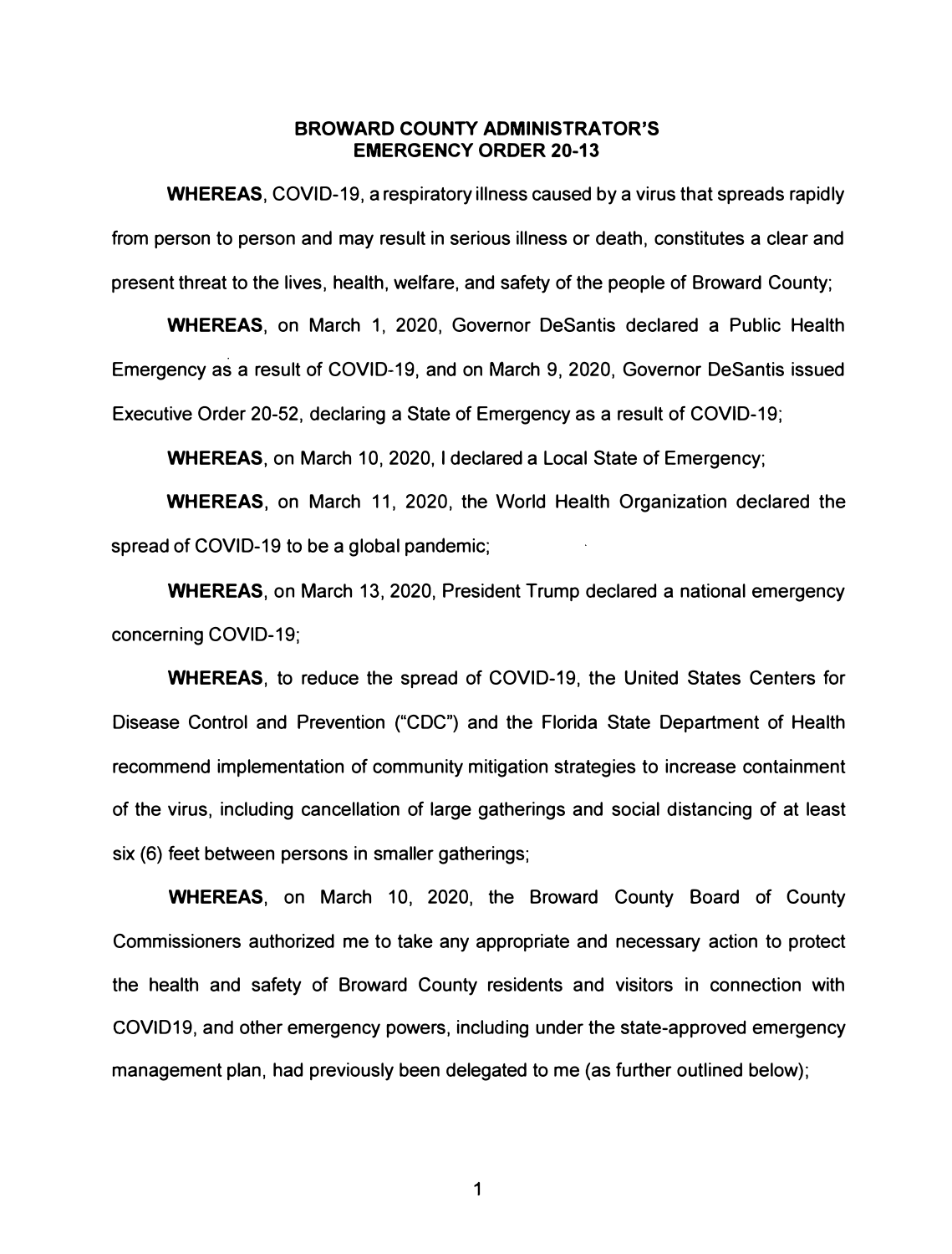# BROWARD COUNTY ADMINISTRATOR'S EMERGENCY ORDER 20-13

**WHEREAS**, COVID-19, a respiratory illness caused by a virus that spreads rapidly from person to person and may result in serious illness or death, constitutes a clear and present threat to the lives, health, welfare, and safety of the people of Broward County;

**WHEREAS**, on March 1, 2020, Governor DeSantis declared a Public Health Emergency as a result of COVID-19, and on March 9, 2020, Governor DeSantis issued Executive Order 20-52, declaring a State of Emergency as a result of COVID-19;

**WHEREAS**, on March 10, 2020, I declared a Local State of Emergency;

**WHEREAS**, on March 11, 2020, the World Health Organization declared the spread of COVID-19 to be a global pandemic;

**WHEREAS**, on March 13, 2020, President Trump declared a national emergency concerning COVID-19;

**WHEREAS**, to reduce the spread of COVID-19, the United States Centers for Disease Control and Prevention ("CDC") and the Florida State Department of Health recommend implementation of community mitigation strategies to increase containment of the virus, including cancellation of large gatherings and social distancing of at least six (6) feet between persons in smaller gatherings;

**WHEREAS**, on March 10, 2020, the Broward County Board of County Commissioners authorized me to take any appropriate and necessary action to protect the health and safety of Broward County residents and visitors in connection with COVID19, and other emergency powers, including under the state-approved emergency management plan, had previously been delegated to me (as further outlined below);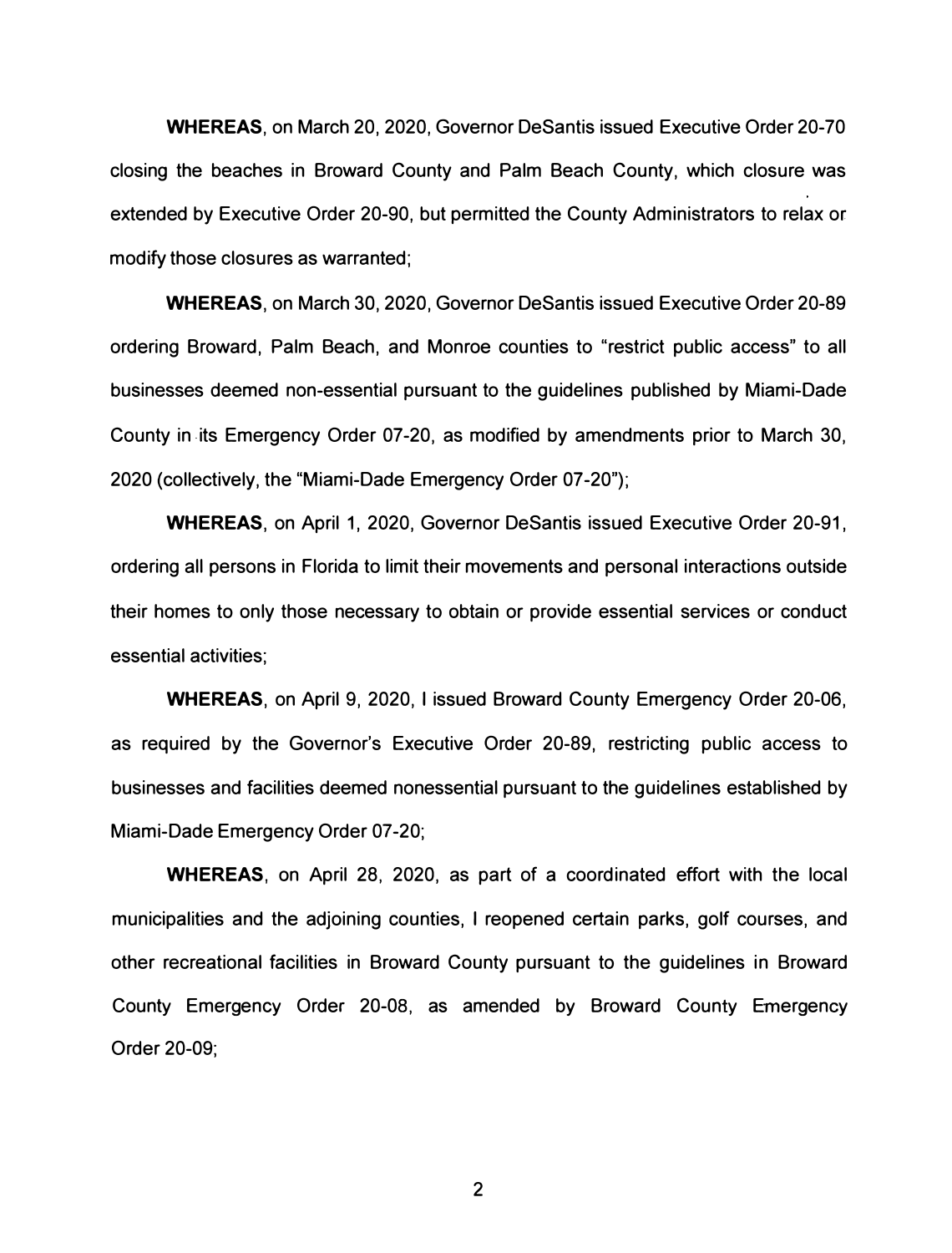**WHEREAS**, on March 20, 2020, Governor DeSantis issued Executive Order 20-70 closing the beaches in Broward County and Palm Beach County, which closure was extended by Executive Order 20-90, but permitted the County Administrators to relax or modify those closures as warranted;

**WHEREAS**, on March 30, 2020, Governor DeSantis issued Executive Order 20-89 ordering Broward, Palm Beach, and Monroe counties to "restrict public access" to all businesses deemed non-essential pursuant to the guidelines published by Miami-Dade County in its Emergency Order 07-20, as modified by amendments prior to March 30, 2020 (collectively, the "Miami-Dade Emergency Order 07-20");

**WHEREAS**, on April 1, 2020, Governor DeSantis issued Executive Order 20-91, ordering all persons in Florida to limit their movements and personal interactions outside their homes to only those necessary to obtain or provide essential services or conduct essential activities;

**WHEREAS**, on April 9, 2020, I issued Broward County Emergency Order 20-06, as required by the Governor's Executive Order 20-89, restricting public access to businesses and facilities deemed nonessential pursuant to the guidelines established by Miami-Dade Emergency Order 07-20;

**WHEREAS**, on April 28, 2020, as part of a coordinated effort with the local municipalities and the adjoining counties, I reopened certain parks, golf courses, and other recreational facilities in Broward County pursuant to the guidelines in Broward County Emergency Order 20-08, as amended by Broward County Emergency Order 20-09;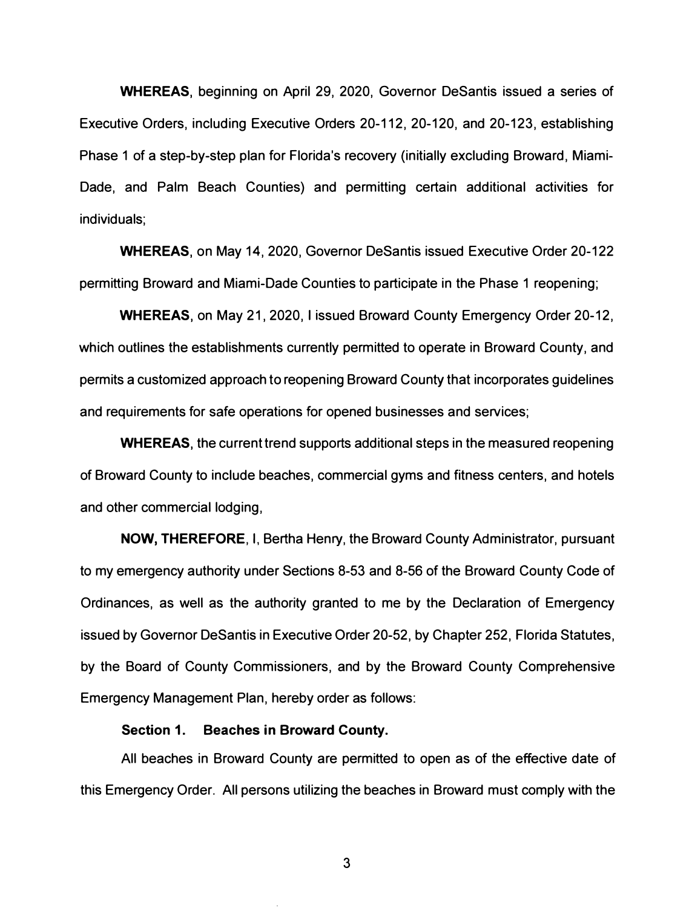**WHEREAS**, beginning on April 29, 2020, Governor DeSantis issued a series of Executive Orders, including Executive Orders 20-112, 20-120, and 20-123, establishing Phase 1 of a step-by-step plan for Florida's recovery (initially excluding Broward, Miami-Dade, and Palm Beach Counties) and permitting certain additional activities for individuals;

**WHEREAS**, on May 14, 2020, Governor DeSantis issued Executive Order 20-122 permitting Broward and Miami-Dade Counties to participate in the Phase 1 reopening;

**WHEREAS**, on May 21, 2020, I issued Broward County Emergency Order 20-12, which outlines the establishments currently permitted to operate in Broward County, and permits a customized approach to reopening Broward County that incorporates guidelines and requirements for safe operations for opened businesses and services;

**WHEREAS**, the current trend supports additional steps in the measured reopening of Broward County to include beaches, commercial gyms and fitness centers, and hotels and other commercial lodging,

**NOW, THEREFORE**, I, Bertha Henry, the Broward County Administrator, pursuant to my emergency authority under Sections 8-53 and 8-56 of the Broward County Code of Ordinances, as well as the authority granted to me by the Declaration of Emergency issued by Governor DeSantis in Executive Order 20-52, by Chapter 252, Florida Statutes, by the Board of County Commissioners, and by the Broward County Comprehensive Emergency Management Plan, hereby order as follows:

**Section 1. Beaches in Broward County.**

All beaches in Broward County are permitted to open as of the effective date of this Emergency Order. All persons utilizing the beaches in Broward must comply with the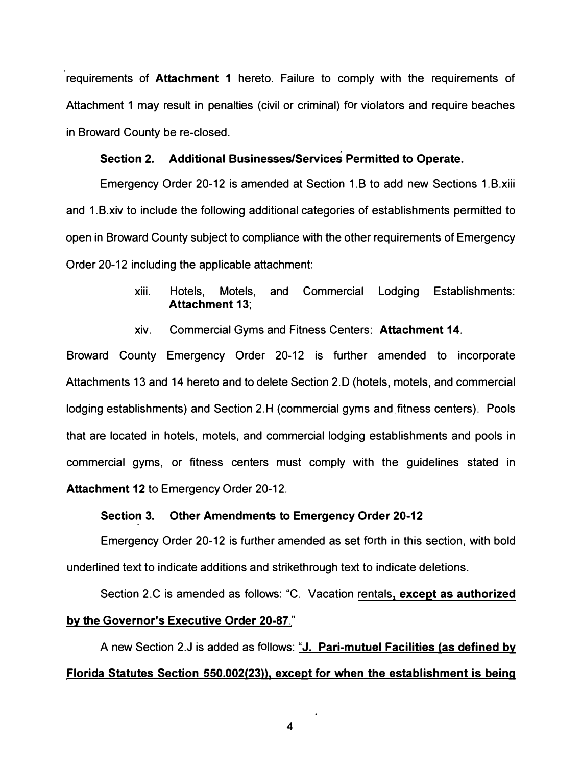requirements of **Attachment 1** hereto. Failure to comply with the requirements of Attachment 1 may result in penalties (civil or criminal) for violators and require beaches in Broward County be re-closed.

**Section 2. Additional Businesses/Services Permitted to Operate.**

Emergency Order 20-12 is amended at Section 1.B to add new Sections 1.B.xiii and 1.B.xiv to include the following additional categories of establishments permitted to open in Broward County subject to compliance with the other requirements of Emergency Order 20-12 including the applicable attachment:

xiii. Hotels, Motels, and Commercial Lodging Establishments: **Attachment 13**;

xiv. Commercial Gyms and Fitness Centers: **Attachment 14**.

Broward County Emergency Order 20-12 is further amended to incorporate Attachments 13 and 14 hereto and to delete Section 2.D (hotels, motels, and commercial lodging establishments) and Section 2.H (commercial gyms and fitness centers). Pools that are located in hotels, motels, and commercial lodging establishments and pools in commercial gyms, or fitness centers must comply with the guidelines stated in **Attachment 12** to Emergency Order 20-12.

**Section 3. Other Amendments to Emergency Order 20-12**

Emergency Order 20-12 is further amended as set forth in this section, with bold underlined text to indicate additions and strikethrough text to indicate deletions.

Section 2.C is amended as follows: "C. Vacation rentals**, except as authorized by the Governor's Executive Order 20-87**."

A new Section 2.J is added as follows: "**J. Pari-mutuel Facilities (as defined by Florida Statutes Section 550.002(23)), except for when the establishment is being**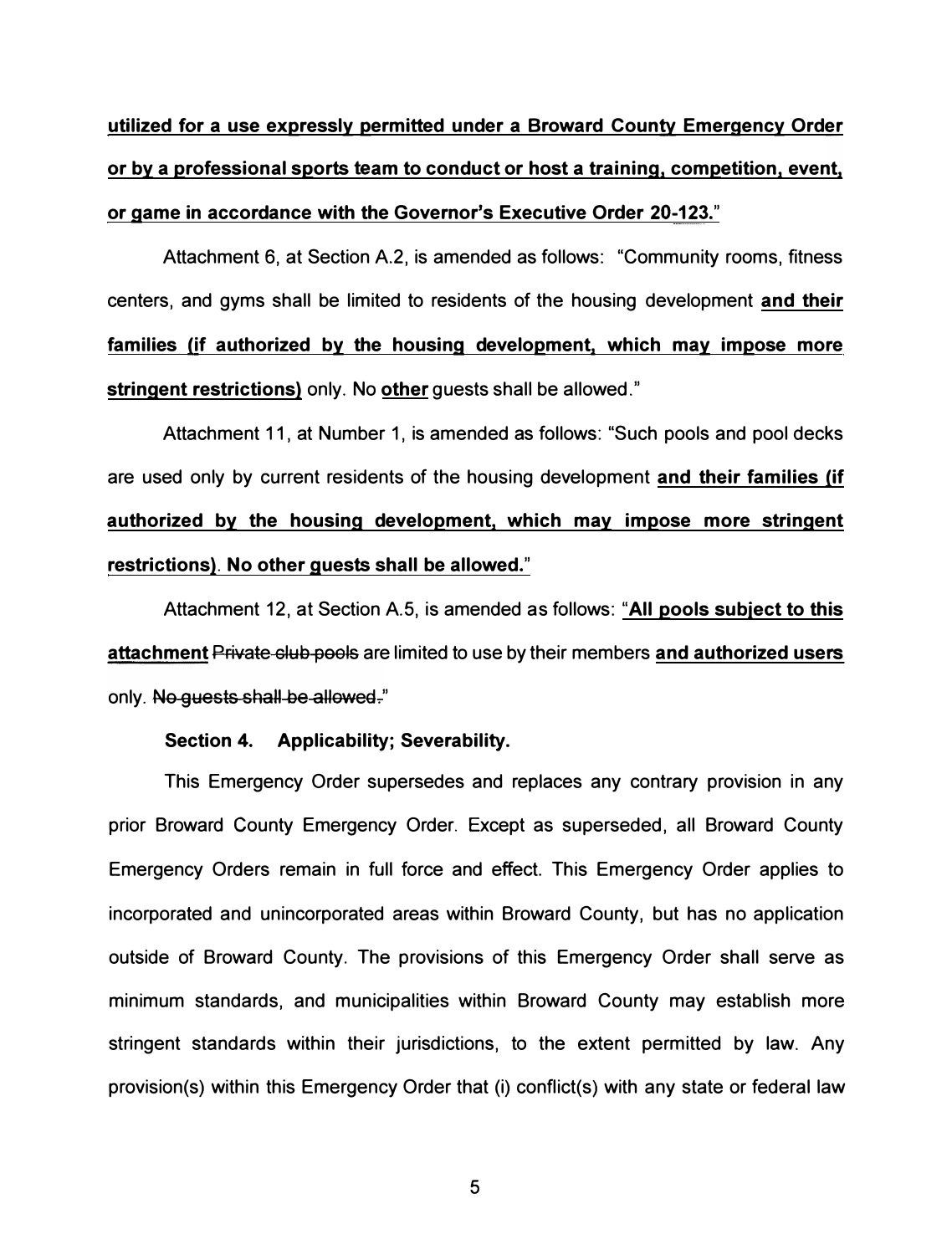**utilized for a use expressly permitted under a Broward County Emergency Order or by a professional sports team to conduct or host a training, competition, event, or game in accordance with the Governor's Executive Order 20-123.**"

Attachment 6, at Section A.2, is amended as follows: "Community rooms, fitness centers, and gyms shall be limited to residents of the housing development **and their families (if authorized by the housing development, which may impose more stringent restrictions)** only. No **other** guests shall be allowed."

Attachment 11, at Number 1, is amended as follows: "Such pools and pool decks are used only by current residents of the housing development **and their families (if authorized by the housing development, which may impose more stringent restrictions)**. **No other guests shall be allowed.**"

Attachment 12, at Section A.5, is amended as follows: "**All pools subject to this attachment** ~~Private club pools~~ are limited to use by their members **and authorized users** only. ~~No guests shall be allowed.~~"

**Section 4. Applicability; Severability.**

This Emergency Order supersedes and replaces any contrary provision in any prior Broward County Emergency Order. Except as superseded, all Broward County Emergency Orders remain in full force and effect. This Emergency Order applies to incorporated and unincorporated areas within Broward County, but has no application outside of Broward County. The provisions of this Emergency Order shall serve as minimum standards, and municipalities within Broward County may establish more stringent standards within their jurisdictions, to the extent permitted by law. Any provision(s) within this Emergency Order that (i) conflict(s) with any state or federal law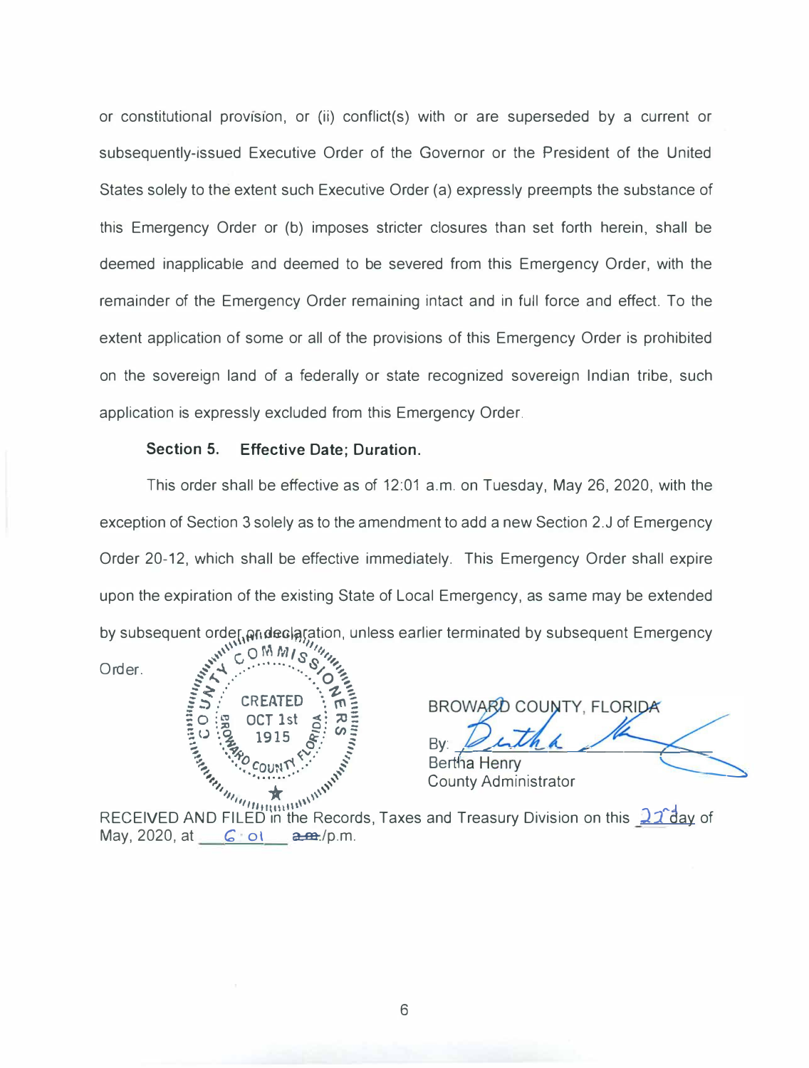or constitutional provision, or (ii) conflict(s) with or are superseded by a current or subsequently-issued Executive Order of the Governor or the President of the United States solely to the extent such Executive Order (a) expressly preempts the substance of this Emergency Order or (b) imposes stricter closures than set forth herein, shall be deemed inapplicable and deemed to be severed from this Emergency Order, with the remainder of the Emergency Order remaining intact and in full force and effect. To the extent application of some or all of the provisions of this Emergency Order is prohibited on the sovereign land of a federally or state recognized sovereign Indian tribe, such application is expressly excluded from this Emergency Order.

**Section 5. Effective Date; Duration.**

This order shall be effective as of 12:01 a.m. on Tuesday, May 26, 2020, with the exception of Section 3 solely as to the amendment to add a new Section 2.J of Emergency Order 20-12, which shall be effective immediately. This Emergency Order shall expire upon the expiration of the existing State of Local Emergency, as same may be extended by subsequent order or declaration, unless earlier terminated by subsequent Emergency Order.

COUNTY COMMISSIONERS
CREATED OCT 1st 1915
BROWARD COUNTY, FLORIDA

BROWARD COUNTY, FLORIDA

By: *[signature]*
Bertha Henry
County Administrator

RECEIVED AND FILED in the Records, Taxes and Treasury Division on this 22nd day of May, 2020, at 6:01 ~~a.m.~~/p.m.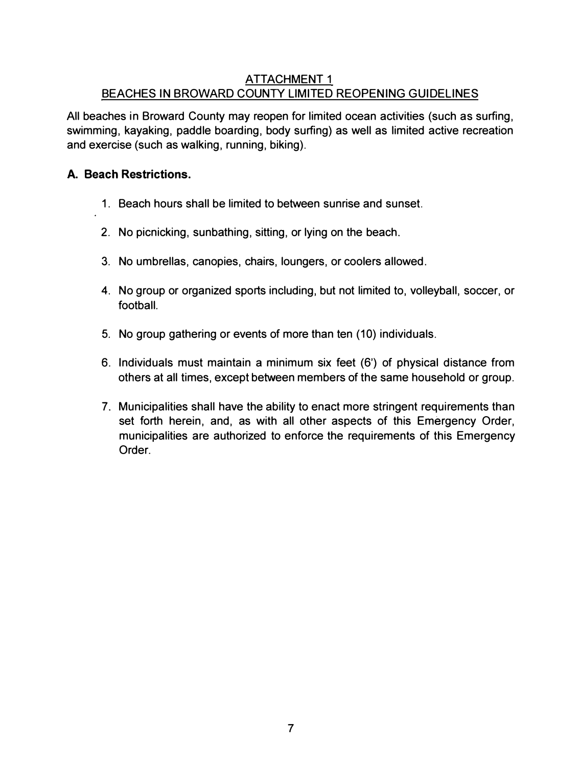## ATTACHMENT 1
## BEACHES IN BROWARD COUNTY LIMITED REOPENING GUIDELINES

All beaches in Broward County may reopen for limited ocean activities (such as surfing, swimming, kayaking, paddle boarding, body surfing) as well as limited active recreation and exercise (such as walking, running, biking).

### A. Beach Restrictions.

1. Beach hours shall be limited to between sunrise and sunset.
2. No picnicking, sunbathing, sitting, or lying on the beach.
3. No umbrellas, canopies, chairs, loungers, or coolers allowed.
4. No group or organized sports including, but not limited to, volleyball, soccer, or football.
5. No group gathering or events of more than ten (10) individuals.
6. Individuals must maintain a minimum six feet (6') of physical distance from others at all times, except between members of the same household or group.
7. Municipalities shall have the ability to enact more stringent requirements than set forth herein, and, as with all other aspects of this Emergency Order, municipalities are authorized to enforce the requirements of this Emergency Order.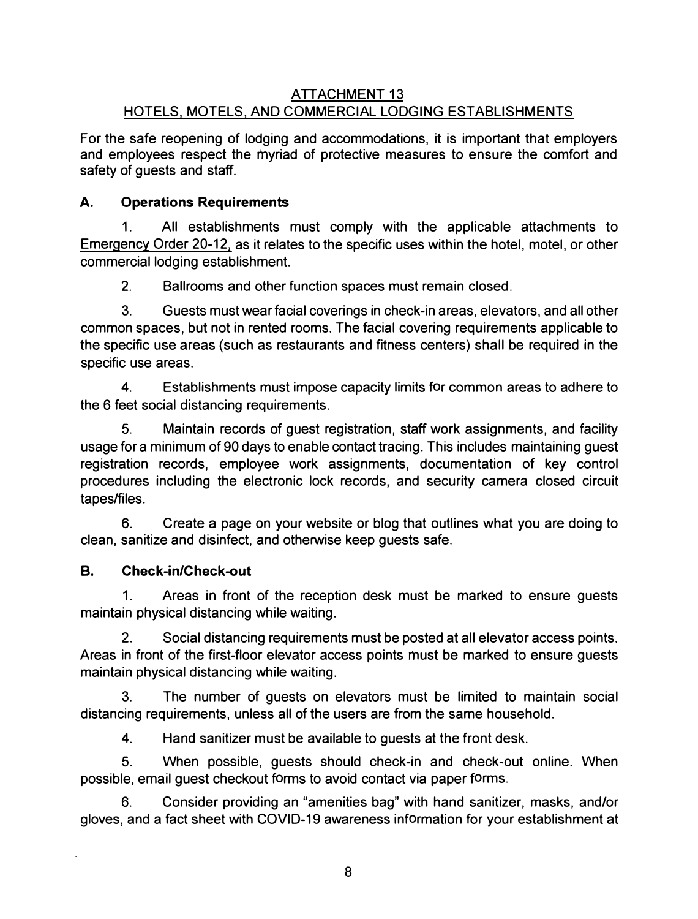## ATTACHMENT 13
## HOTELS, MOTELS, AND COMMERCIAL LODGING ESTABLISHMENTS

For the safe reopening of lodging and accommodations, it is important that employers and employees respect the myriad of protective measures to ensure the comfort and safety of guests and staff.

### A. Operations Requirements

1. All establishments must comply with the applicable attachments to Emergency Order 20-12, as it relates to the specific uses within the hotel, motel, or other commercial lodging establishment.

2. Ballrooms and other function spaces must remain closed.

3. Guests must wear facial coverings in check-in areas, elevators, and all other common spaces, but not in rented rooms. The facial covering requirements applicable to the specific use areas (such as restaurants and fitness centers) shall be required in the specific use areas.

4. Establishments must impose capacity limits for common areas to adhere to the 6 feet social distancing requirements.

5. Maintain records of guest registration, staff work assignments, and facility usage for a minimum of 90 days to enable contact tracing. This includes maintaining guest registration records, employee work assignments, documentation of key control procedures including the electronic lock records, and security camera closed circuit tapes/files.

6. Create a page on your website or blog that outlines what you are doing to clean, sanitize and disinfect, and otherwise keep guests safe.

### B. Check-in/Check-out

1. Areas in front of the reception desk must be marked to ensure guests maintain physical distancing while waiting.

2. Social distancing requirements must be posted at all elevator access points. Areas in front of the first-floor elevator access points must be marked to ensure guests maintain physical distancing while waiting.

3. The number of guests on elevators must be limited to maintain social distancing requirements, unless all of the users are from the same household.

4. Hand sanitizer must be available to guests at the front desk.

5. When possible, guests should check-in and check-out online. When possible, email guest checkout forms to avoid contact via paper forms.

6. Consider providing an "amenities bag" with hand sanitizer, masks, and/or gloves, and a fact sheet with COVID-19 awareness information for your establishment at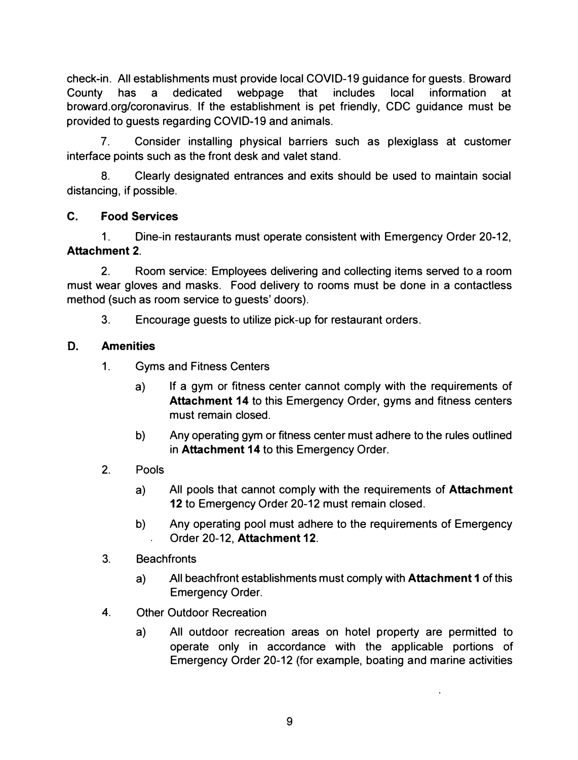check-in. All establishments must provide local COVID-19 guidance for guests. Broward County has a dedicated webpage that includes local information at broward.org/coronavirus. If the establishment is pet friendly, CDC guidance must be provided to guests regarding COVID-19 and animals.

7. Consider installing physical barriers such as plexiglass at customer interface points such as the front desk and valet stand.

8. Clearly designated entrances and exits should be used to maintain social distancing, if possible.

### C. Food Services

1. Dine-in restaurants must operate consistent with Emergency Order 20-12, **Attachment 2**.

2. Room service: Employees delivering and collecting items served to a room must wear gloves and masks. Food delivery to rooms must be done in a contactless method (such as room service to guests' doors).

3. Encourage guests to utilize pick-up for restaurant orders.

### D. Amenities

1. Gyms and Fitness Centers

   a) If a gym or fitness center cannot comply with the requirements of **Attachment 14** to this Emergency Order, gyms and fitness centers must remain closed.

   b) Any operating gym or fitness center must adhere to the rules outlined in **Attachment 14** to this Emergency Order.

2. Pools

   a) All pools that cannot comply with the requirements of **Attachment 12** to Emergency Order 20-12 must remain closed.

   b) Any operating pool must adhere to the requirements of Emergency Order 20-12, **Attachment 12**.

3. Beachfronts

   a) All beachfront establishments must comply with **Attachment 1** of this Emergency Order.

4. Other Outdoor Recreation

   a) All outdoor recreation areas on hotel property are permitted to operate only in accordance with the applicable portions of Emergency Order 20-12 (for example, boating and marine activities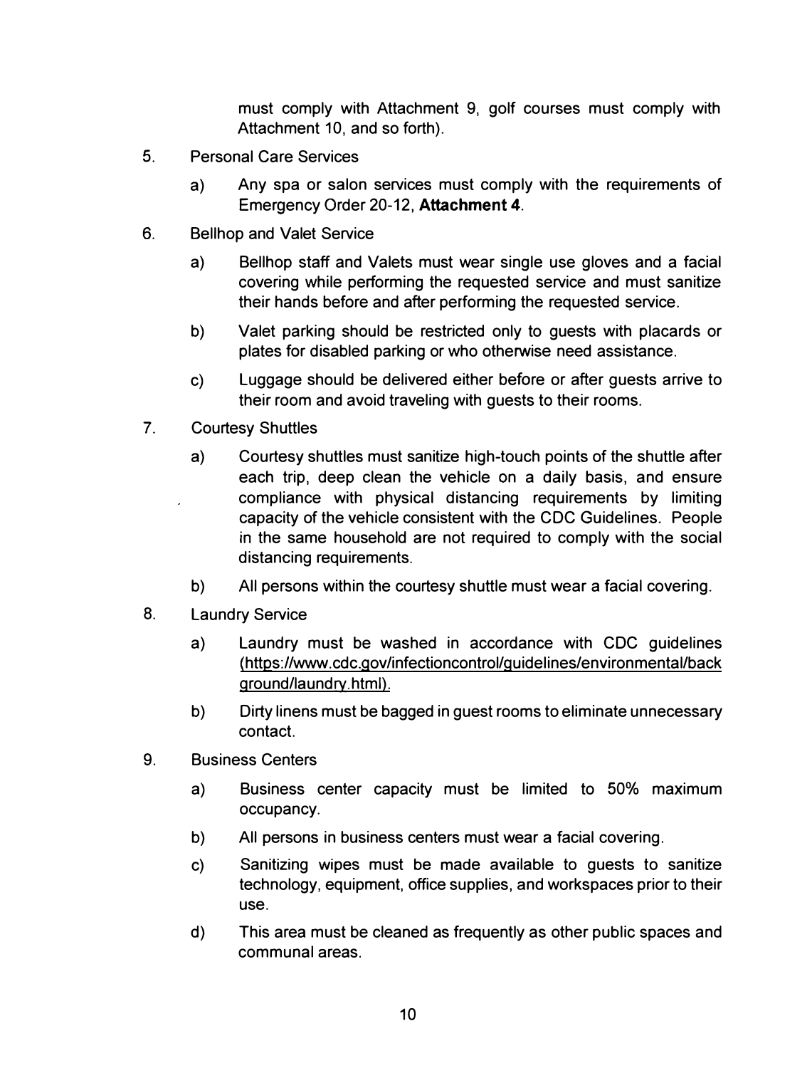must comply with Attachment 9, golf courses must comply with Attachment 10, and so forth).

5. Personal Care Services

    a) Any spa or salon services must comply with the requirements of Emergency Order 20-12, **Attachment 4**.

6. Bellhop and Valet Service

    a) Bellhop staff and Valets must wear single use gloves and a facial covering while performing the requested service and must sanitize their hands before and after performing the requested service.

    b) Valet parking should be restricted only to guests with placards or plates for disabled parking or who otherwise need assistance.

    c) Luggage should be delivered either before or after guests arrive to their room and avoid traveling with guests to their rooms.

7. Courtesy Shuttles

    a) Courtesy shuttles must sanitize high-touch points of the shuttle after each trip, deep clean the vehicle on a daily basis, and ensure compliance with physical distancing requirements by limiting capacity of the vehicle consistent with the CDC Guidelines. People in the same household are not required to comply with the social distancing requirements.

    b) All persons within the courtesy shuttle must wear a facial covering.

8. Laundry Service

    a) Laundry must be washed in accordance with CDC guidelines (https://www.cdc.gov/infectioncontrol/guidelines/environmental/background/laundry.html).

    b) Dirty linens must be bagged in guest rooms to eliminate unnecessary contact.

9. Business Centers

    a) Business center capacity must be limited to 50% maximum occupancy.

    b) All persons in business centers must wear a facial covering.

    c) Sanitizing wipes must be made available to guests to sanitize technology, equipment, office supplies, and workspaces prior to their use.

    d) This area must be cleaned as frequently as other public spaces and communal areas.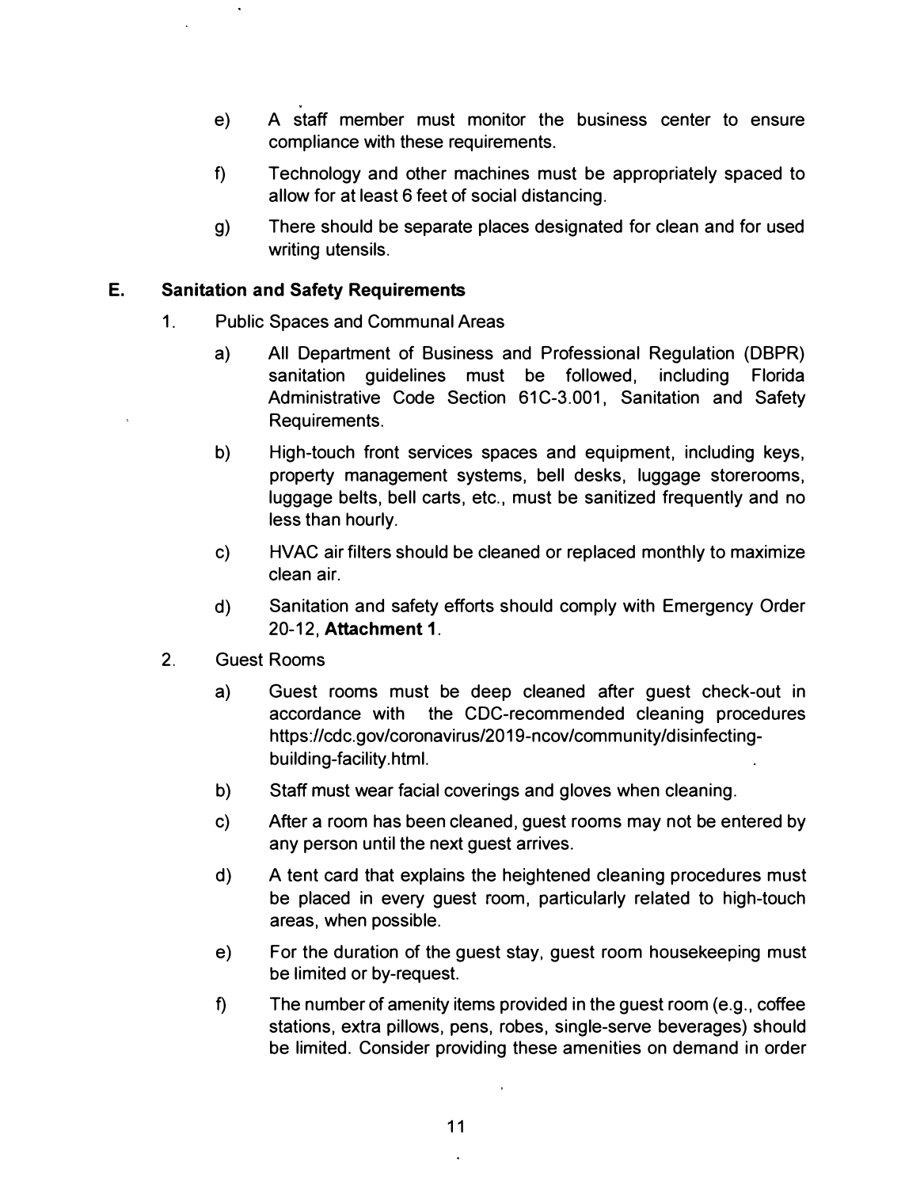e) A staff member must monitor the business center to ensure compliance with these requirements.

f) Technology and other machines must be appropriately spaced to allow for at least 6 feet of social distancing.

g) There should be separate places designated for clean and for used writing utensils.

## E. Sanitation and Safety Requirements

1. Public Spaces and Communal Areas

   a) All Department of Business and Professional Regulation (DBPR) sanitation guidelines must be followed, including Florida Administrative Code Section 61C-3.001, Sanitation and Safety Requirements.

   b) High-touch front services spaces and equipment, including keys, property management systems, bell desks, luggage storerooms, luggage belts, bell carts, etc., must be sanitized frequently and no less than hourly.

   c) HVAC air filters should be cleaned or replaced monthly to maximize clean air.

   d) Sanitation and safety efforts should comply with Emergency Order 20-12, **Attachment 1**.

2. Guest Rooms

   a) Guest rooms must be deep cleaned after guest check-out in accordance with the CDC-recommended cleaning procedures https://cdc.gov/coronavirus/2019-ncov/community/disinfecting-building-facility.html.

   b) Staff must wear facial coverings and gloves when cleaning.

   c) After a room has been cleaned, guest rooms may not be entered by any person until the next guest arrives.

   d) A tent card that explains the heightened cleaning procedures must be placed in every guest room, particularly related to high-touch areas, when possible.

   e) For the duration of the guest stay, guest room housekeeping must be limited or by-request.

   f) The number of amenity items provided in the guest room (e.g., coffee stations, extra pillows, pens, robes, single-serve beverages) should be limited. Consider providing these amenities on demand in order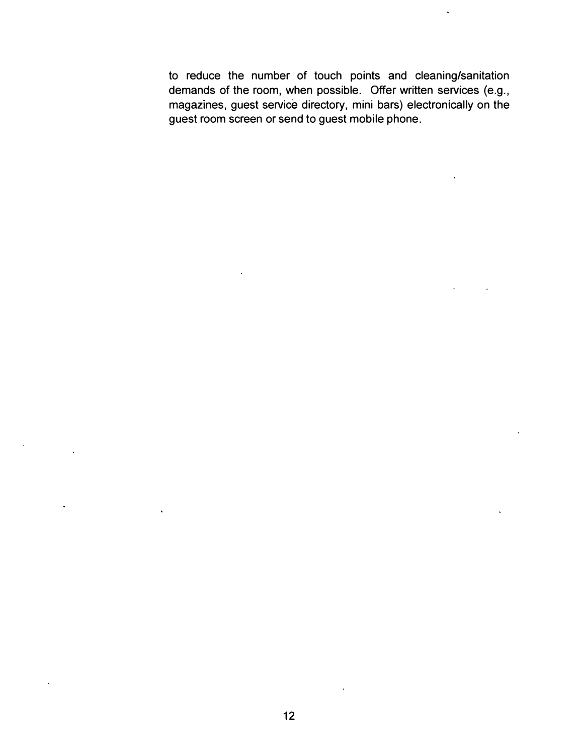to reduce the number of touch points and cleaning/sanitation demands of the room, when possible. Offer written services (e.g., magazines, guest service directory, mini bars) electronically on the guest room screen or send to guest mobile phone.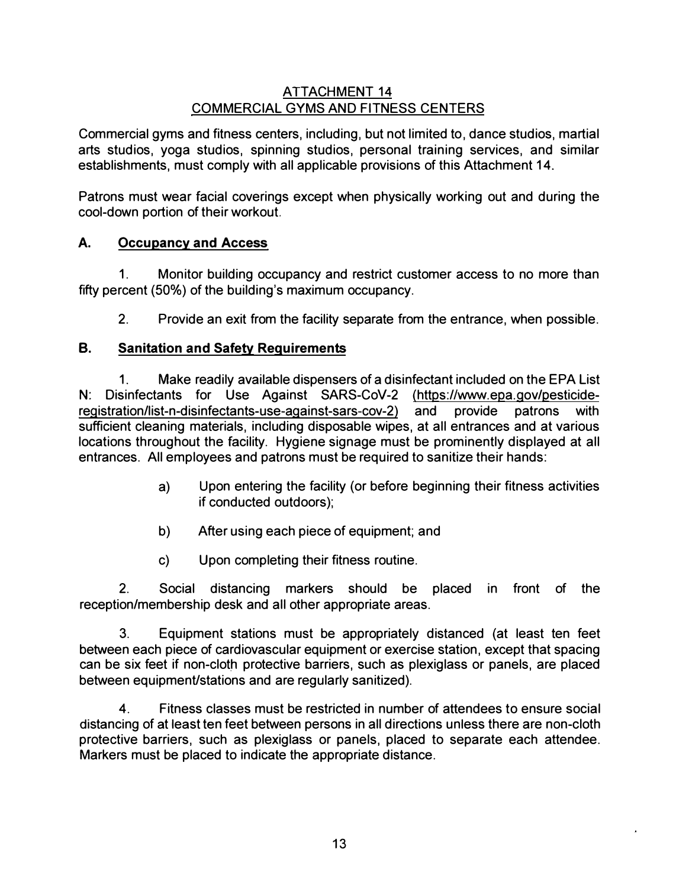## ATTACHMENT 14
## COMMERCIAL GYMS AND FITNESS CENTERS

Commercial gyms and fitness centers, including, but not limited to, dance studios, martial arts studios, yoga studios, spinning studios, personal training services, and similar establishments, must comply with all applicable provisions of this Attachment 14.

Patrons must wear facial coverings except when physically working out and during the cool-down portion of their workout.

### A. Occupancy and Access

1. Monitor building occupancy and restrict customer access to no more than fifty percent (50%) of the building's maximum occupancy.

2. Provide an exit from the facility separate from the entrance, when possible.

### B. Sanitation and Safety Requirements

1. Make readily available dispensers of a disinfectant included on the EPA List N: Disinfectants for Use Against SARS-CoV-2 (https://www.epa.gov/pesticide-registration/list-n-disinfectants-use-against-sars-cov-2) and provide patrons with sufficient cleaning materials, including disposable wipes, at all entrances and at various locations throughout the facility. Hygiene signage must be prominently displayed at all entrances. All employees and patrons must be required to sanitize their hands:

   a) Upon entering the facility (or before beginning their fitness activities if conducted outdoors);

   b) After using each piece of equipment; and

   c) Upon completing their fitness routine.

2. Social distancing markers should be placed in front of the reception/membership desk and all other appropriate areas.

3. Equipment stations must be appropriately distanced (at least ten feet between each piece of cardiovascular equipment or exercise station, except that spacing can be six feet if non-cloth protective barriers, such as plexiglass or panels, are placed between equipment/stations and are regularly sanitized).

4. Fitness classes must be restricted in number of attendees to ensure social distancing of at least ten feet between persons in all directions unless there are non-cloth protective barriers, such as plexiglass or panels, placed to separate each attendee. Markers must be placed to indicate the appropriate distance.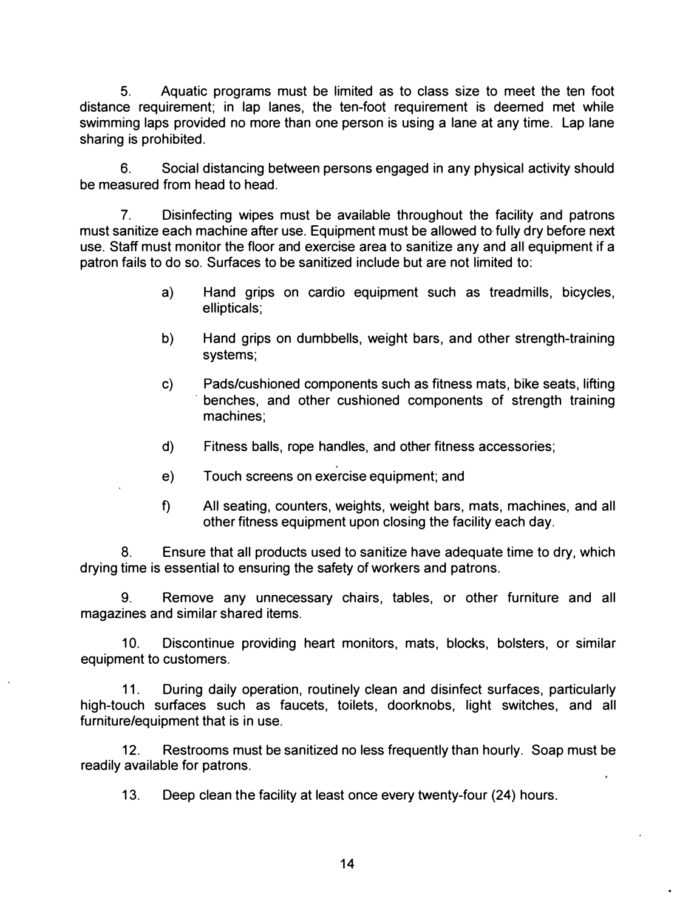5. Aquatic programs must be limited as to class size to meet the ten foot distance requirement; in lap lanes, the ten-foot requirement is deemed met while swimming laps provided no more than one person is using a lane at any time. Lap lane sharing is prohibited.

6. Social distancing between persons engaged in any physical activity should be measured from head to head.

7. Disinfecting wipes must be available throughout the facility and patrons must sanitize each machine after use. Equipment must be allowed to fully dry before next use. Staff must monitor the floor and exercise area to sanitize any and all equipment if a patron fails to do so. Surfaces to be sanitized include but are not limited to:

   a) Hand grips on cardio equipment such as treadmills, bicycles, ellipticals;

   b) Hand grips on dumbbells, weight bars, and other strength-training systems;

   c) Pads/cushioned components such as fitness mats, bike seats, lifting benches, and other cushioned components of strength training machines;

   d) Fitness balls, rope handles, and other fitness accessories;

   e) Touch screens on exercise equipment; and

   f) All seating, counters, weights, weight bars, mats, machines, and all other fitness equipment upon closing the facility each day.

8. Ensure that all products used to sanitize have adequate time to dry, which drying time is essential to ensuring the safety of workers and patrons.

9. Remove any unnecessary chairs, tables, or other furniture and all magazines and similar shared items.

10. Discontinue providing heart monitors, mats, blocks, bolsters, or similar equipment to customers.

11. During daily operation, routinely clean and disinfect surfaces, particularly high-touch surfaces such as faucets, toilets, doorknobs, light switches, and all furniture/equipment that is in use.

12. Restrooms must be sanitized no less frequently than hourly. Soap must be readily available for patrons.

13. Deep clean the facility at least once every twenty-four (24) hours.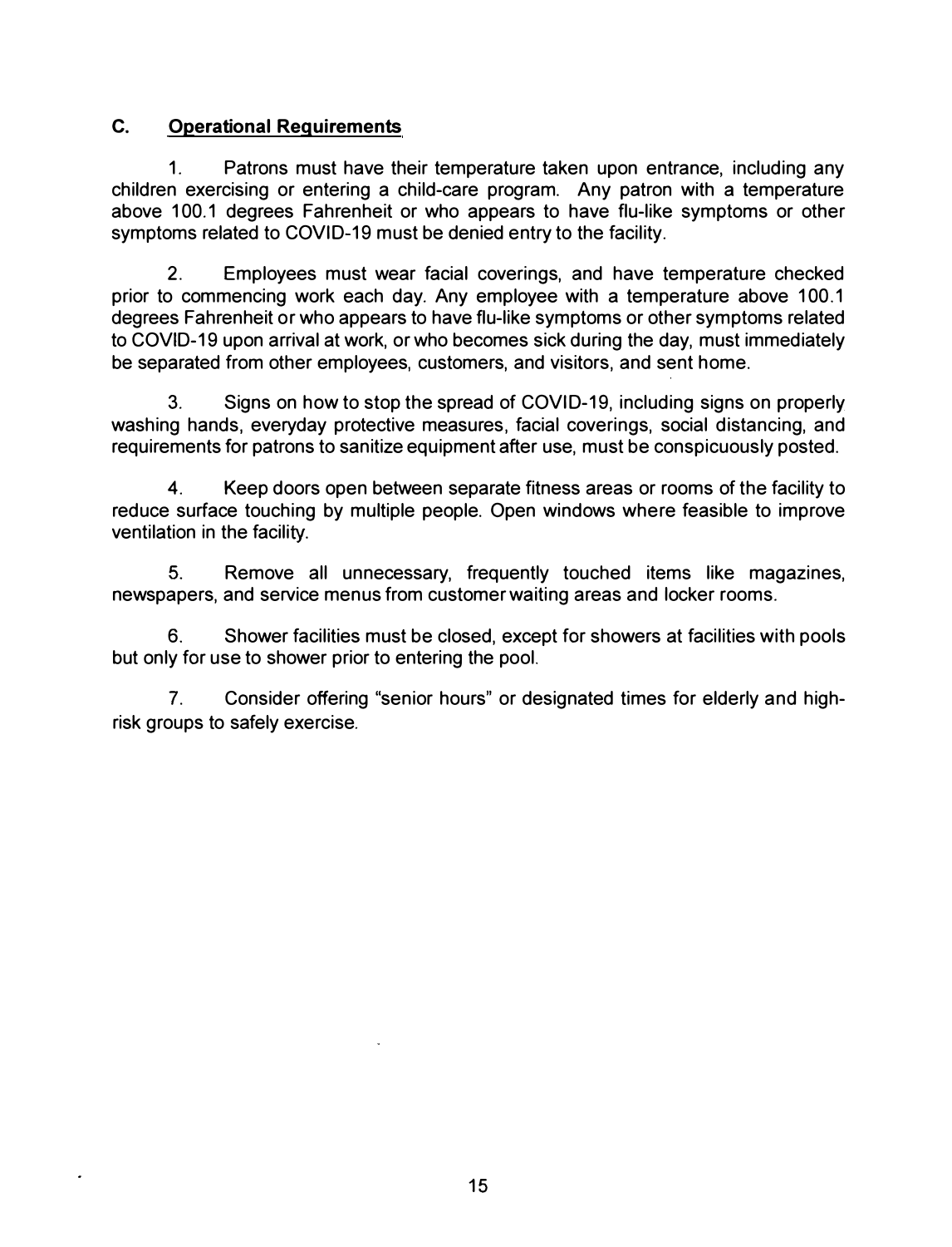## C. Operational Requirements

1. Patrons must have their temperature taken upon entrance, including any children exercising or entering a child-care program. Any patron with a temperature above 100.1 degrees Fahrenheit or who appears to have flu-like symptoms or other symptoms related to COVID-19 must be denied entry to the facility.

2. Employees must wear facial coverings, and have temperature checked prior to commencing work each day. Any employee with a temperature above 100.1 degrees Fahrenheit or who appears to have flu-like symptoms or other symptoms related to COVID-19 upon arrival at work, or who becomes sick during the day, must immediately be separated from other employees, customers, and visitors, and sent home.

3. Signs on how to stop the spread of COVID-19, including signs on properly washing hands, everyday protective measures, facial coverings, social distancing, and requirements for patrons to sanitize equipment after use, must be conspicuously posted.

4. Keep doors open between separate fitness areas or rooms of the facility to reduce surface touching by multiple people. Open windows where feasible to improve ventilation in the facility.

5. Remove all unnecessary, frequently touched items like magazines, newspapers, and service menus from customer waiting areas and locker rooms.

6. Shower facilities must be closed, except for showers at facilities with pools but only for use to shower prior to entering the pool.

7. Consider offering "senior hours" or designated times for elderly and high-risk groups to safely exercise.